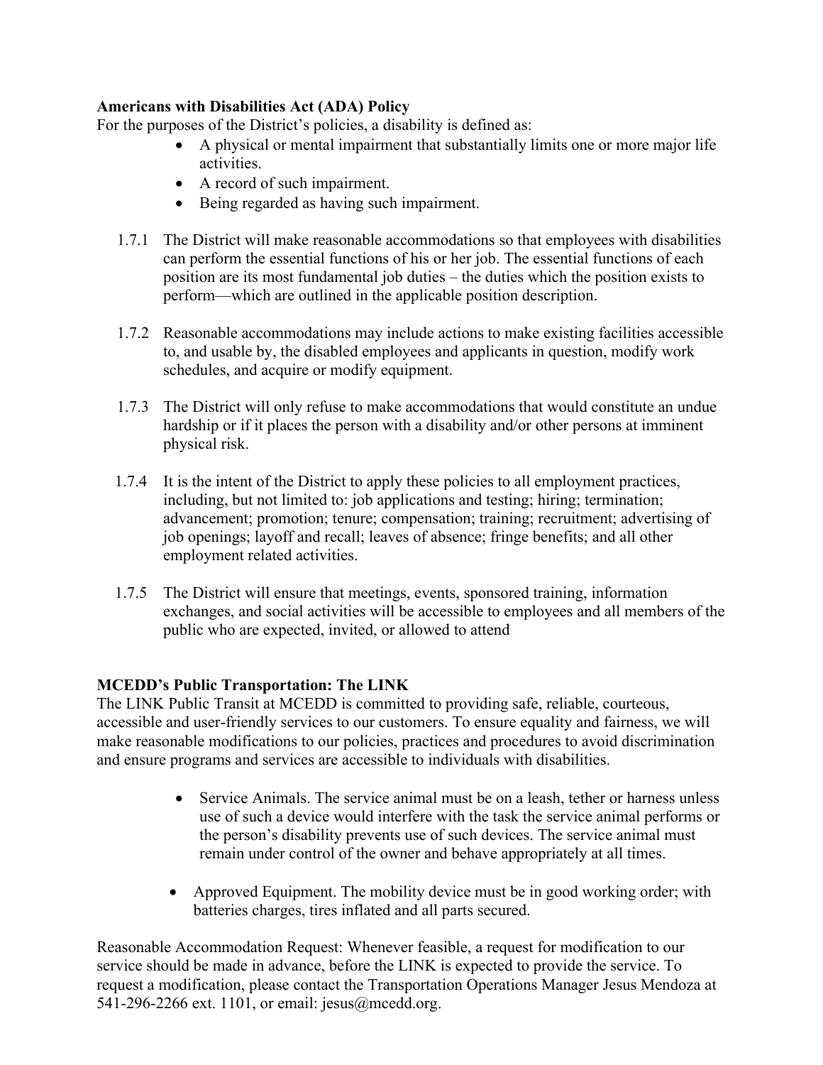**Americans with Disabilities Act (ADA) Policy**

For the purposes of the District's policies, a disability is defined as:

- A physical or mental impairment that substantially limits one or more major life activities.
- A record of such impairment.
- Being regarded as having such impairment.

1.7.1 The District will make reasonable accommodations so that employees with disabilities can perform the essential functions of his or her job. The essential functions of each position are its most fundamental job duties – the duties which the position exists to perform—which are outlined in the applicable position description.

1.7.2 Reasonable accommodations may include actions to make existing facilities accessible to, and usable by, the disabled employees and applicants in question, modify work schedules, and acquire or modify equipment.

1.7.3 The District will only refuse to make accommodations that would constitute an undue hardship or if it places the person with a disability and/or other persons at imminent physical risk.

1.7.4 It is the intent of the District to apply these policies to all employment practices, including, but not limited to: job applications and testing; hiring; termination; advancement; promotion; tenure; compensation; training; recruitment; advertising of job openings; layoff and recall; leaves of absence; fringe benefits; and all other employment related activities.

1.7.5 The District will ensure that meetings, events, sponsored training, information exchanges, and social activities will be accessible to employees and all members of the public who are expected, invited, or allowed to attend

**MCEDD's Public Transportation: The LINK**

The LINK Public Transit at MCEDD is committed to providing safe, reliable, courteous, accessible and user-friendly services to our customers. To ensure equality and fairness, we will make reasonable modifications to our policies, practices and procedures to avoid discrimination and ensure programs and services are accessible to individuals with disabilities.

- Service Animals. The service animal must be on a leash, tether or harness unless use of such a device would interfere with the task the service animal performs or the person's disability prevents use of such devices. The service animal must remain under control of the owner and behave appropriately at all times.

- Approved Equipment. The mobility device must be in good working order; with batteries charges, tires inflated and all parts secured.

Reasonable Accommodation Request: Whenever feasible, a request for modification to our service should be made in advance, before the LINK is expected to provide the service. To request a modification, please contact the Transportation Operations Manager Jesus Mendoza at 541-296-2266 ext. 1101, or email: jesus@mcedd.org.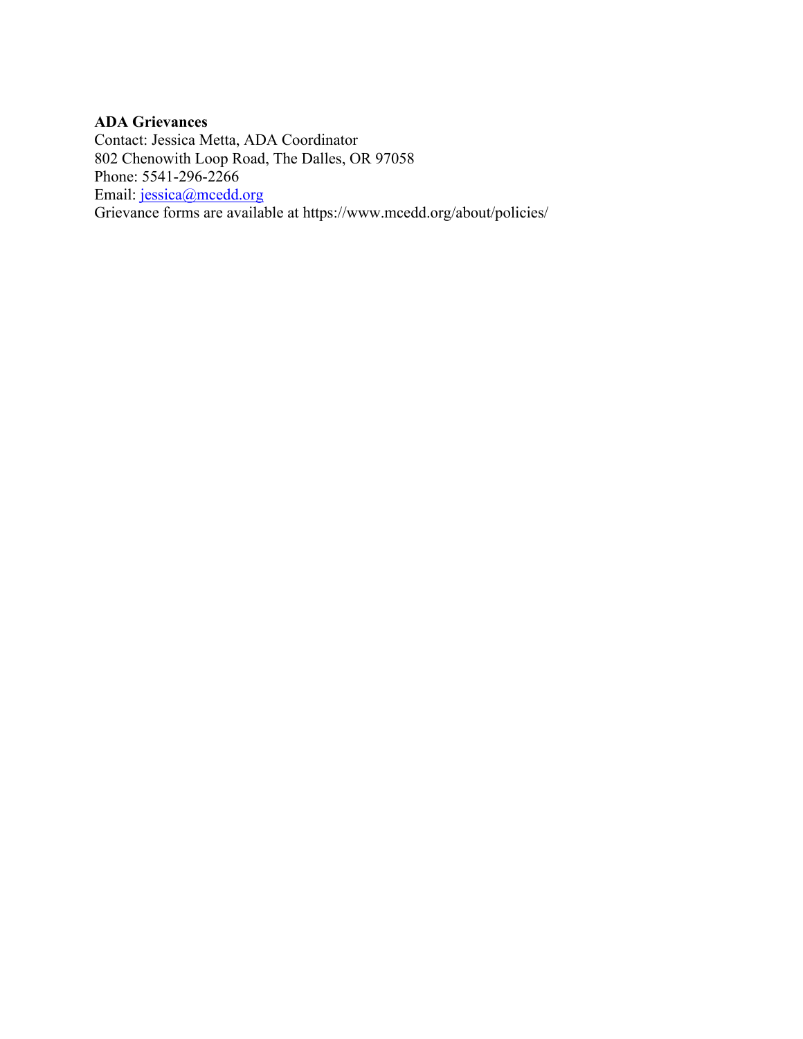**ADA Grievances**

Contact: Jessica Metta, ADA Coordinator
802 Chenowith Loop Road, The Dalles, OR 97058
Phone: 5541-296-2266
Email: jessica@mcedd.org
Grievance forms are available at https://www.mcedd.org/about/policies/